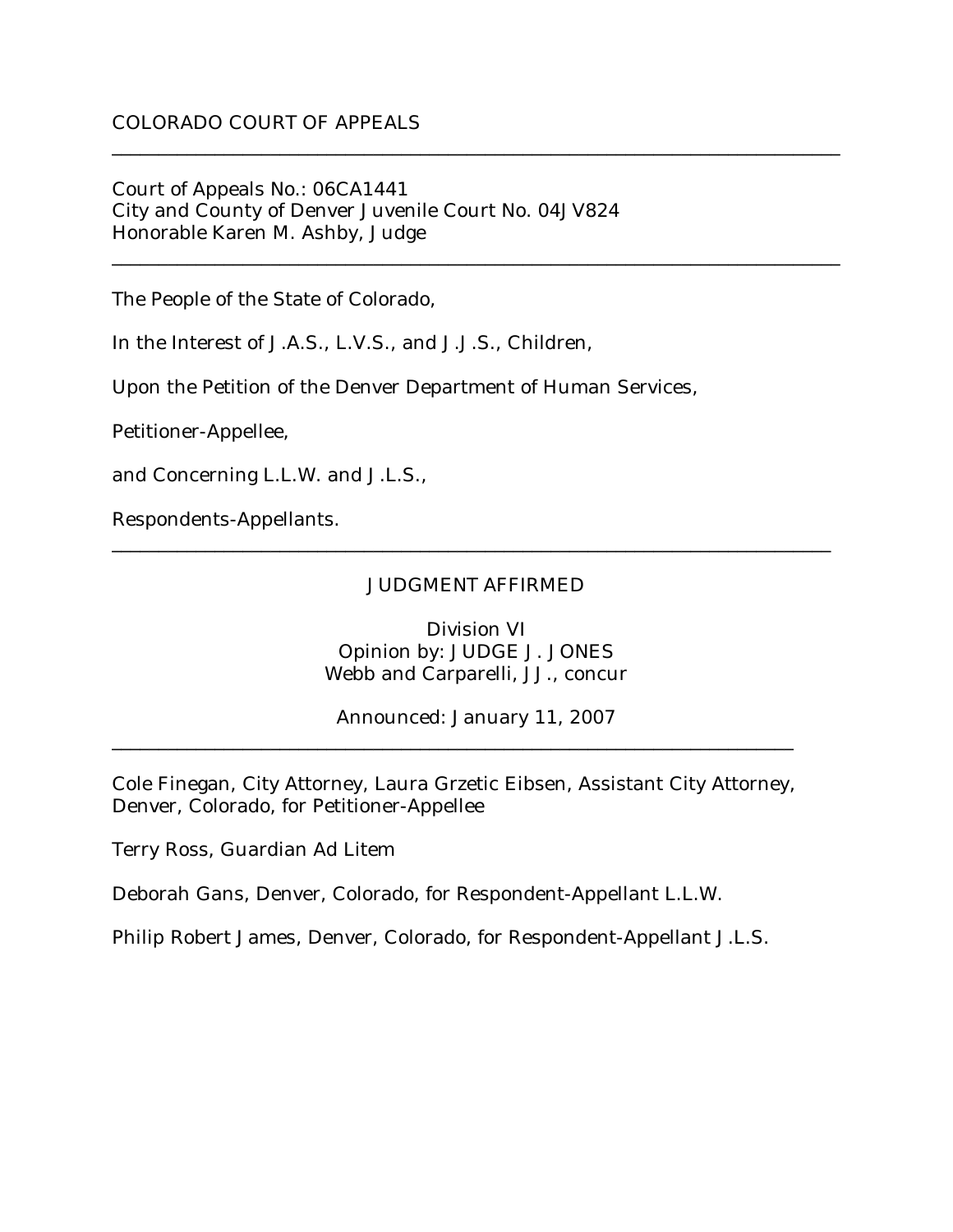COLORADO COURT OF APPEALS

---

Court of Appeals No.: 06CA1441
City and County of Denver Juvenile Court No. 04JV824
Honorable Karen M. Ashby, Judge

---

The People of the State of Colorado,

In the Interest of J.A.S., L.V.S., and J.J.S., Children,

Upon the Petition of the Denver Department of Human Services,

Petitioner-Appellee,

and Concerning L.L.W. and J.L.S.,

Respondents-Appellants.

---

JUDGMENT AFFIRMED

Division VI
Opinion by: JUDGE J. JONES
Webb and Carparelli, JJ., concur

Announced: January 11, 2007

---

Cole Finegan, City Attorney, Laura Grzetic Eibsen, Assistant City Attorney, Denver, Colorado, for Petitioner-Appellee

Terry Ross, Guardian Ad Litem

Deborah Gans, Denver, Colorado, for Respondent-Appellant L.L.W.

Philip Robert James, Denver, Colorado, for Respondent-Appellant J.L.S.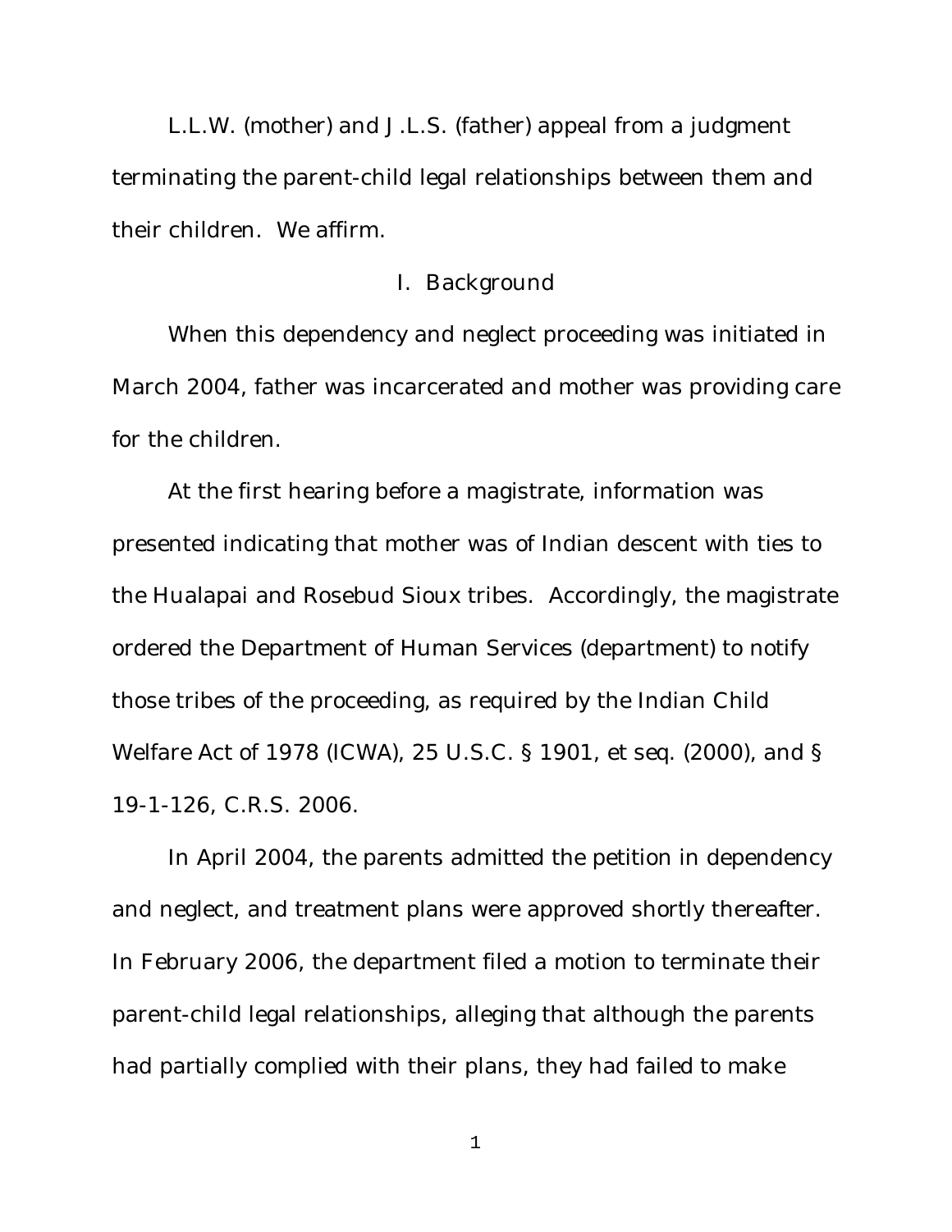L.L.W. (mother) and J.L.S. (father) appeal from a judgment terminating the parent-child legal relationships between them and their children. We affirm.

## I. Background

When this dependency and neglect proceeding was initiated in March 2004, father was incarcerated and mother was providing care for the children.

At the first hearing before a magistrate, information was presented indicating that mother was of Indian descent with ties to the Hualapai and Rosebud Sioux tribes. Accordingly, the magistrate ordered the Department of Human Services (department) to notify those tribes of the proceeding, as required by the Indian Child Welfare Act of 1978 (ICWA), 25 U.S.C. § 1901, et seq. (2000), and § 19-1-126, C.R.S. 2006.

In April 2004, the parents admitted the petition in dependency and neglect, and treatment plans were approved shortly thereafter. In February 2006, the department filed a motion to terminate their parent-child legal relationships, alleging that although the parents had partially complied with their plans, they had failed to make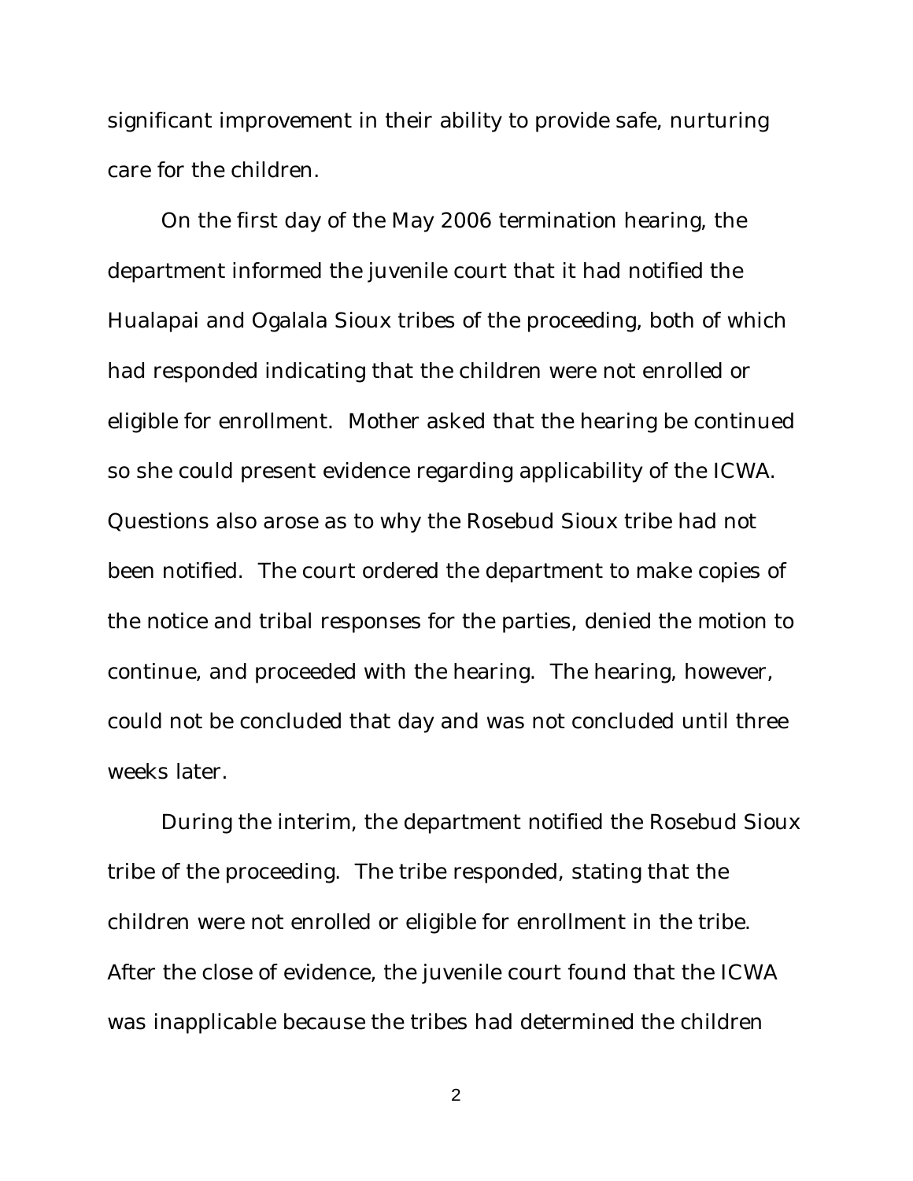significant improvement in their ability to provide safe, nurturing care for the children.

On the first day of the May 2006 termination hearing, the department informed the juvenile court that it had notified the Hualapai and Ogalala Sioux tribes of the proceeding, both of which had responded indicating that the children were not enrolled or eligible for enrollment. Mother asked that the hearing be continued so she could present evidence regarding applicability of the ICWA. Questions also arose as to why the Rosebud Sioux tribe had not been notified. The court ordered the department to make copies of the notice and tribal responses for the parties, denied the motion to continue, and proceeded with the hearing. The hearing, however, could not be concluded that day and was not concluded until three weeks later.

During the interim, the department notified the Rosebud Sioux tribe of the proceeding. The tribe responded, stating that the children were not enrolled or eligible for enrollment in the tribe. After the close of evidence, the juvenile court found that the ICWA was inapplicable because the tribes had determined the children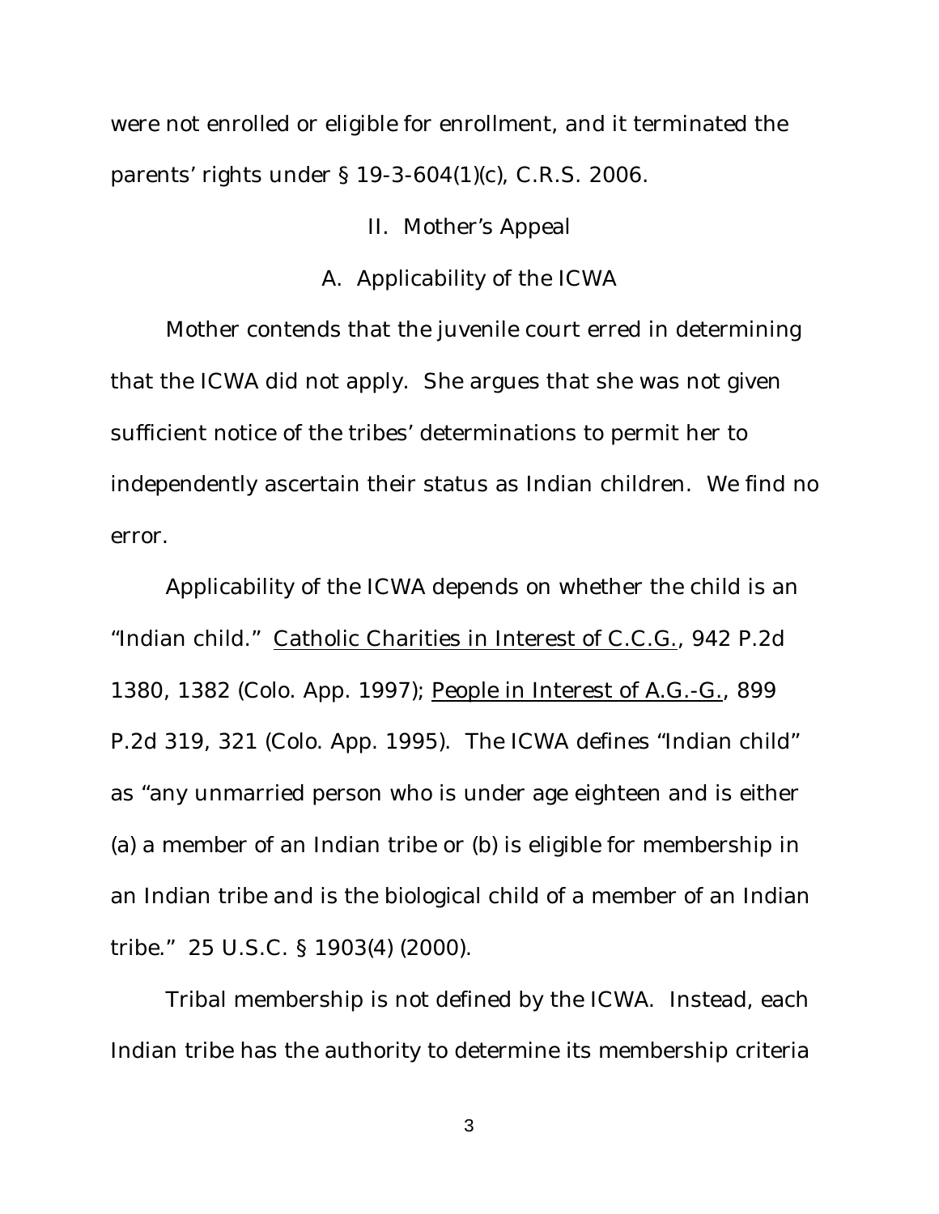were not enrolled or eligible for enrollment, and it terminated the parents' rights under § 19-3-604(1)(c), C.R.S. 2006.

## II. Mother's Appeal

### A. Applicability of the ICWA

Mother contends that the juvenile court erred in determining that the ICWA did not apply. She argues that she was not given sufficient notice of the tribes' determinations to permit her to independently ascertain their status as Indian children. We find no error.

Applicability of the ICWA depends on whether the child is an "Indian child." Catholic Charities in Interest of C.C.G., 942 P.2d 1380, 1382 (Colo. App. 1997); People in Interest of A.G.-G., 899 P.2d 319, 321 (Colo. App. 1995). The ICWA defines "Indian child" as "any unmarried person who is under age eighteen and is either (a) a member of an Indian tribe or (b) is eligible for membership in an Indian tribe and is the biological child of a member of an Indian tribe." 25 U.S.C. § 1903(4) (2000).

Tribal membership is not defined by the ICWA. Instead, each Indian tribe has the authority to determine its membership criteria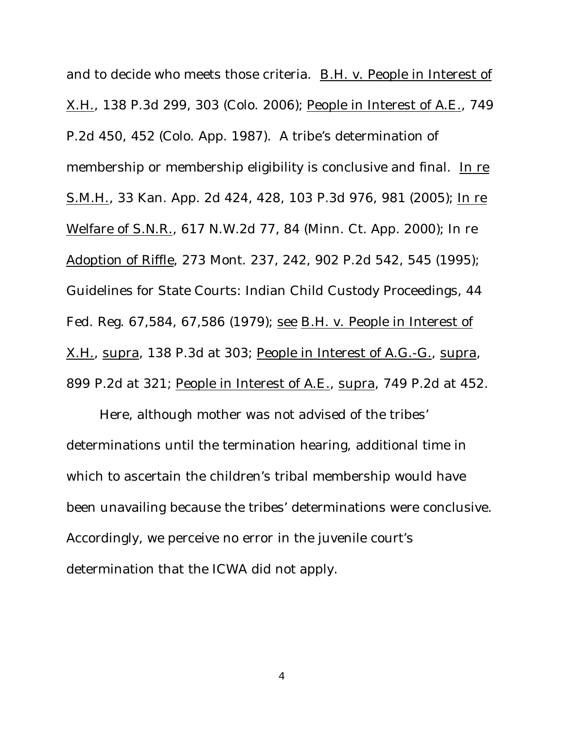and to decide who meets those criteria. B.H. v. People in Interest of X.H., 138 P.3d 299, 303 (Colo. 2006); People in Interest of A.E., 749 P.2d 450, 452 (Colo. App. 1987). A tribe's determination of membership or membership eligibility is conclusive and final. In re S.M.H., 33 Kan. App. 2d 424, 428, 103 P.3d 976, 981 (2005); In re Welfare of S.N.R., 617 N.W.2d 77, 84 (Minn. Ct. App. 2000); In re Adoption of Riffle, 273 Mont. 237, 242, 902 P.2d 542, 545 (1995); Guidelines for State Courts: Indian Child Custody Proceedings, 44 Fed. Reg. 67,584, 67,586 (1979); see B.H. v. People in Interest of X.H., supra, 138 P.3d at 303; People in Interest of A.G.-G., supra, 899 P.2d at 321; People in Interest of A.E., supra, 749 P.2d at 452.

Here, although mother was not advised of the tribes' determinations until the termination hearing, additional time in which to ascertain the children's tribal membership would have been unavailing because the tribes' determinations were conclusive. Accordingly, we perceive no error in the juvenile court's determination that the ICWA did not apply.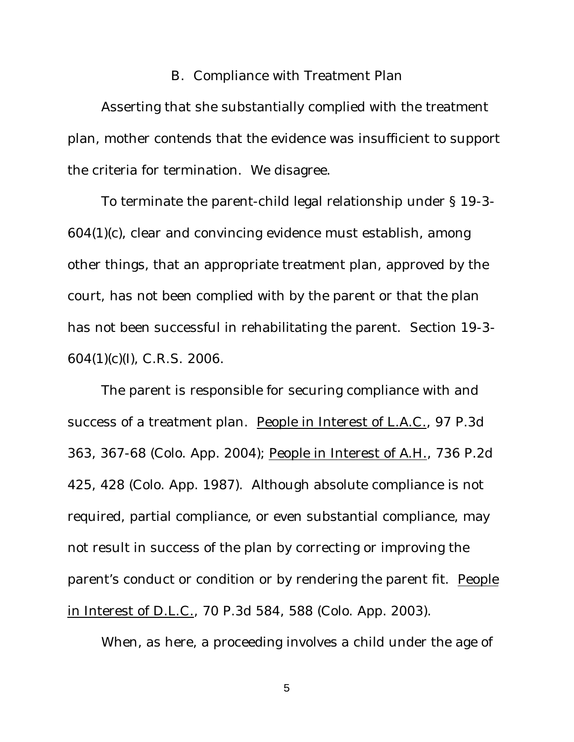### B. Compliance with Treatment Plan

Asserting that she substantially complied with the treatment plan, mother contends that the evidence was insufficient to support the criteria for termination. We disagree.

To terminate the parent-child legal relationship under § 19-3-604(1)(c), clear and convincing evidence must establish, among other things, that an appropriate treatment plan, approved by the court, has not been complied with by the parent or that the plan has not been successful in rehabilitating the parent. Section 19-3-604(1)(c)(I), C.R.S. 2006.

The parent is responsible for securing compliance with and success of a treatment plan. People in Interest of L.A.C., 97 P.3d 363, 367-68 (Colo. App. 2004); People in Interest of A.H., 736 P.2d 425, 428 (Colo. App. 1987). Although absolute compliance is not required, partial compliance, or even substantial compliance, may not result in success of the plan by correcting or improving the parent's conduct or condition or by rendering the parent fit. People in Interest of D.L.C., 70 P.3d 584, 588 (Colo. App. 2003).

When, as here, a proceeding involves a child under the age of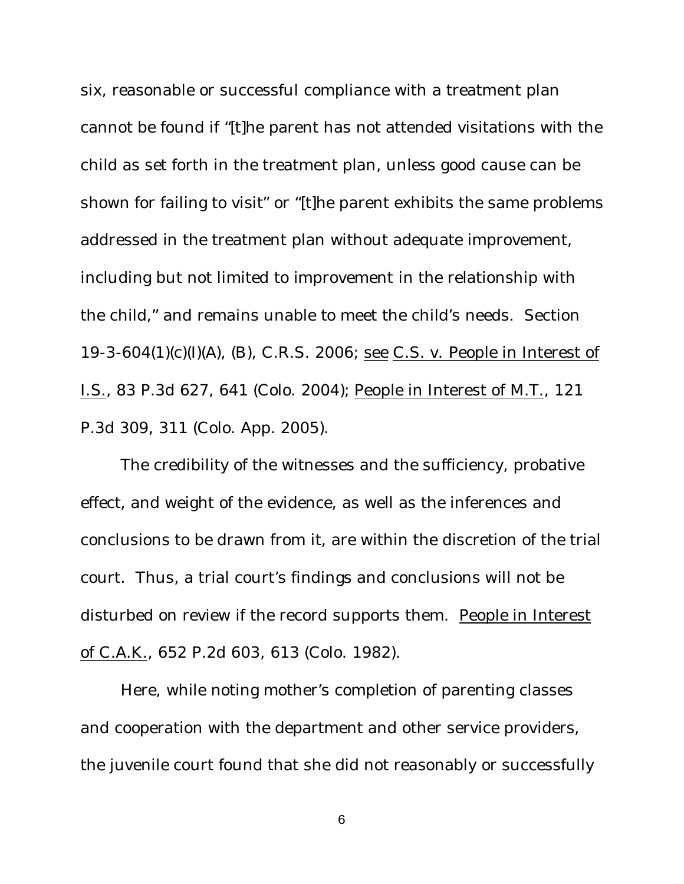six, reasonable or successful compliance with a treatment plan cannot be found if "[t]he parent has not attended visitations with the child as set forth in the treatment plan, unless good cause can be shown for failing to visit" or "[t]he parent exhibits the same problems addressed in the treatment plan without adequate improvement, including but not limited to improvement in the relationship with the child," and remains unable to meet the child's needs. Section 19-3-604(1)(c)(I)(A), (B), C.R.S. 2006; see C.S. v. People in Interest of I.S., 83 P.3d 627, 641 (Colo. 2004); People in Interest of M.T., 121 P.3d 309, 311 (Colo. App. 2005).

The credibility of the witnesses and the sufficiency, probative effect, and weight of the evidence, as well as the inferences and conclusions to be drawn from it, are within the discretion of the trial court. Thus, a trial court's findings and conclusions will not be disturbed on review if the record supports them. People in Interest of C.A.K., 652 P.2d 603, 613 (Colo. 1982).

Here, while noting mother's completion of parenting classes and cooperation with the department and other service providers, the juvenile court found that she did not reasonably or successfully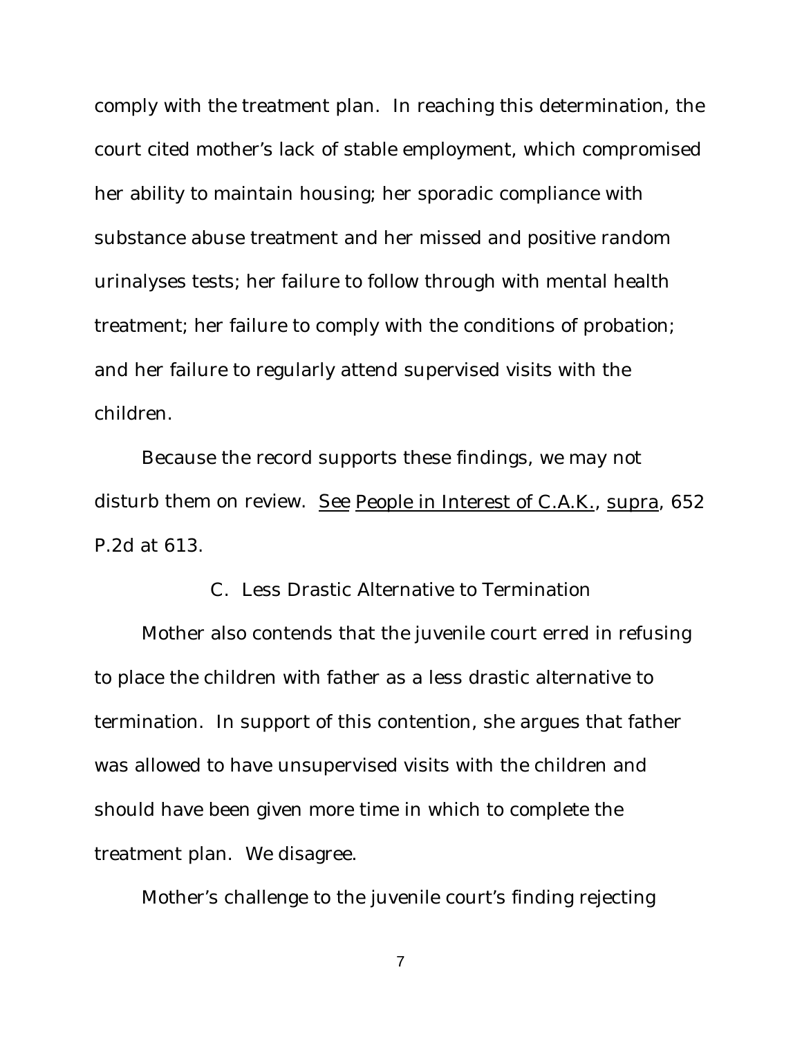comply with the treatment plan. In reaching this determination, the court cited mother's lack of stable employment, which compromised her ability to maintain housing; her sporadic compliance with substance abuse treatment and her missed and positive random urinalyses tests; her failure to follow through with mental health treatment; her failure to comply with the conditions of probation; and her failure to regularly attend supervised visits with the children.

Because the record supports these findings, we may not disturb them on review. See People in Interest of C.A.K., supra, 652 P.2d at 613.

### C. Less Drastic Alternative to Termination

Mother also contends that the juvenile court erred in refusing to place the children with father as a less drastic alternative to termination. In support of this contention, she argues that father was allowed to have unsupervised visits with the children and should have been given more time in which to complete the treatment plan. We disagree.

Mother's challenge to the juvenile court's finding rejecting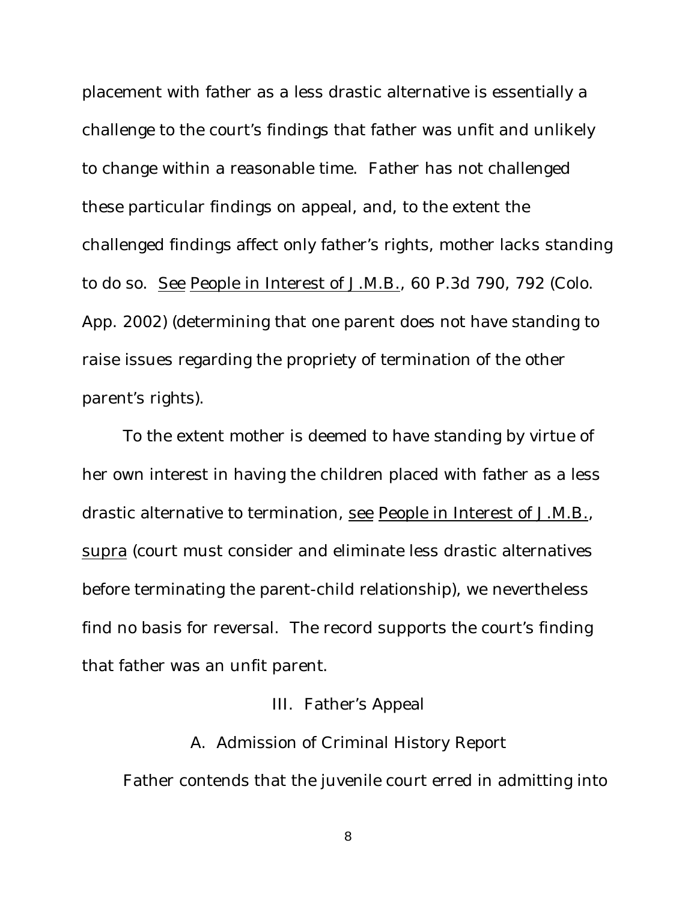placement with father as a less drastic alternative is essentially a challenge to the court's findings that father was unfit and unlikely to change within a reasonable time. Father has not challenged these particular findings on appeal, and, to the extent the challenged findings affect only father's rights, mother lacks standing to do so. See People in Interest of J.M.B., 60 P.3d 790, 792 (Colo. App. 2002) (determining that one parent does not have standing to raise issues regarding the propriety of termination of the other parent's rights).

To the extent mother is deemed to have standing by virtue of her own interest in having the children placed with father as a less drastic alternative to termination, see People in Interest of J.M.B., supra (court must consider and eliminate less drastic alternatives before terminating the parent-child relationship), we nevertheless find no basis for reversal. The record supports the court's finding that father was an unfit parent.

## III. Father's Appeal

### A. Admission of Criminal History Report

Father contends that the juvenile court erred in admitting into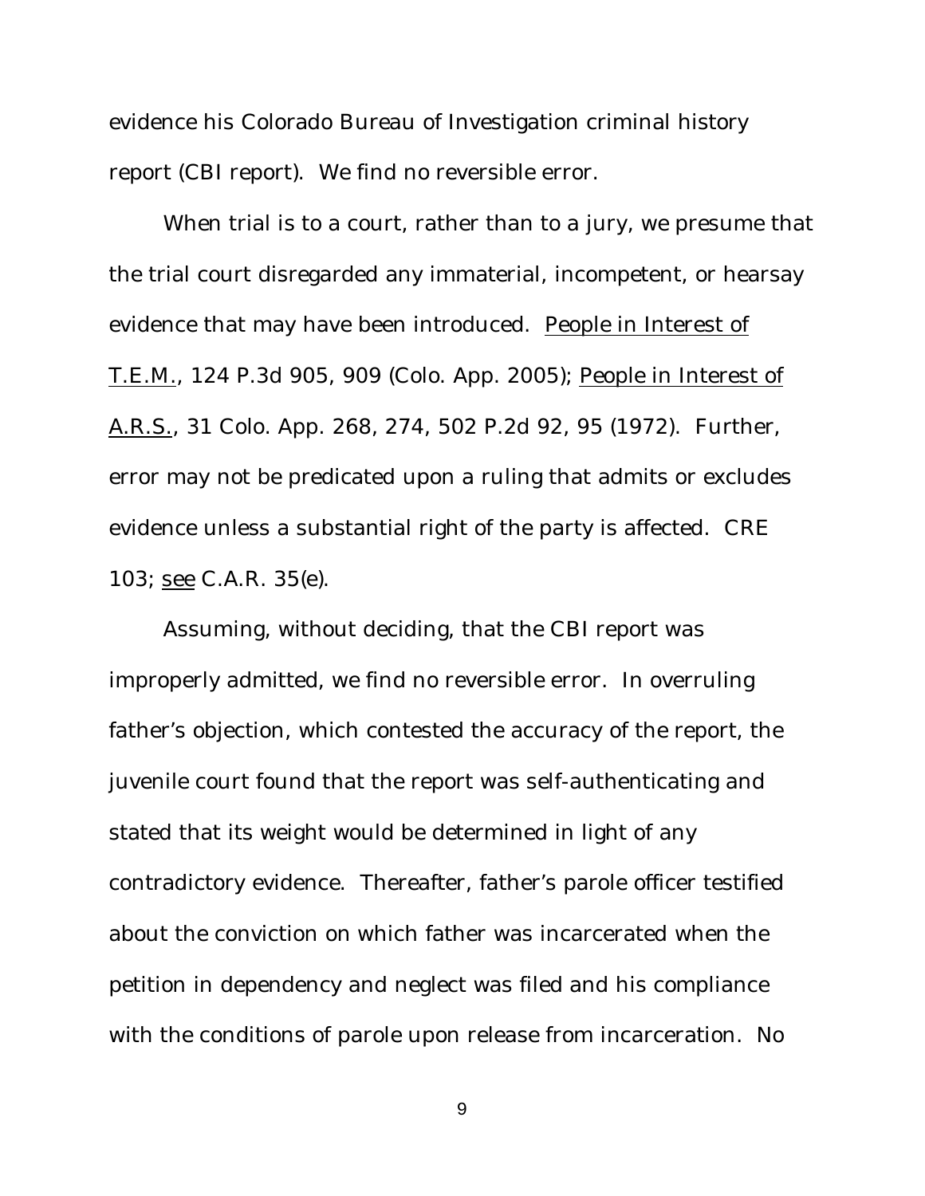evidence his Colorado Bureau of Investigation criminal history report (CBI report). We find no reversible error.

When trial is to a court, rather than to a jury, we presume that the trial court disregarded any immaterial, incompetent, or hearsay evidence that may have been introduced. People in Interest of T.E.M., 124 P.3d 905, 909 (Colo. App. 2005); People in Interest of A.R.S., 31 Colo. App. 268, 274, 502 P.2d 92, 95 (1972). Further, error may not be predicated upon a ruling that admits or excludes evidence unless a substantial right of the party is affected. CRE 103; see C.A.R. 35(e).

Assuming, without deciding, that the CBI report was improperly admitted, we find no reversible error. In overruling father's objection, which contested the accuracy of the report, the juvenile court found that the report was self-authenticating and stated that its weight would be determined in light of any contradictory evidence. Thereafter, father's parole officer testified about the conviction on which father was incarcerated when the petition in dependency and neglect was filed and his compliance with the conditions of parole upon release from incarceration. No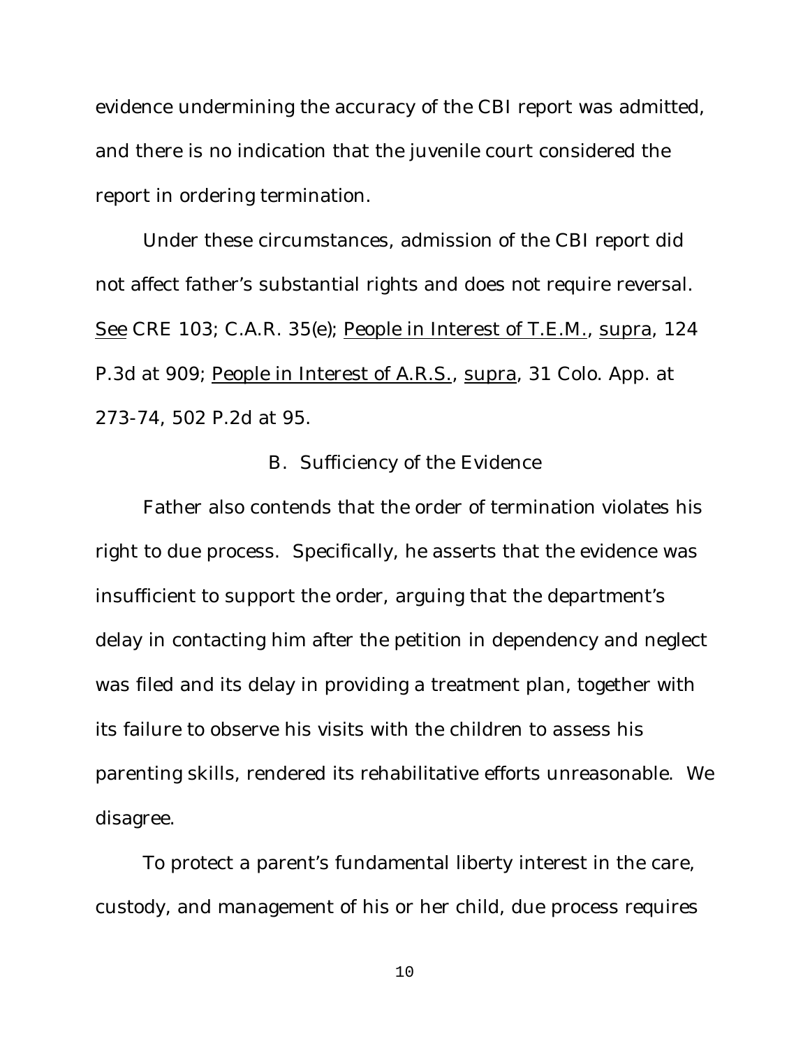evidence undermining the accuracy of the CBI report was admitted, and there is no indication that the juvenile court considered the report in ordering termination.

Under these circumstances, admission of the CBI report did not affect father's substantial rights and does not require reversal. See CRE 103; C.A.R. 35(e); People in Interest of T.E.M., supra, 124 P.3d at 909; People in Interest of A.R.S., supra, 31 Colo. App. at 273-74, 502 P.2d at 95.

### B. Sufficiency of the Evidence

Father also contends that the order of termination violates his right to due process. Specifically, he asserts that the evidence was insufficient to support the order, arguing that the department's delay in contacting him after the petition in dependency and neglect was filed and its delay in providing a treatment plan, together with its failure to observe his visits with the children to assess his parenting skills, rendered its rehabilitative efforts unreasonable. We disagree.

To protect a parent's fundamental liberty interest in the care, custody, and management of his or her child, due process requires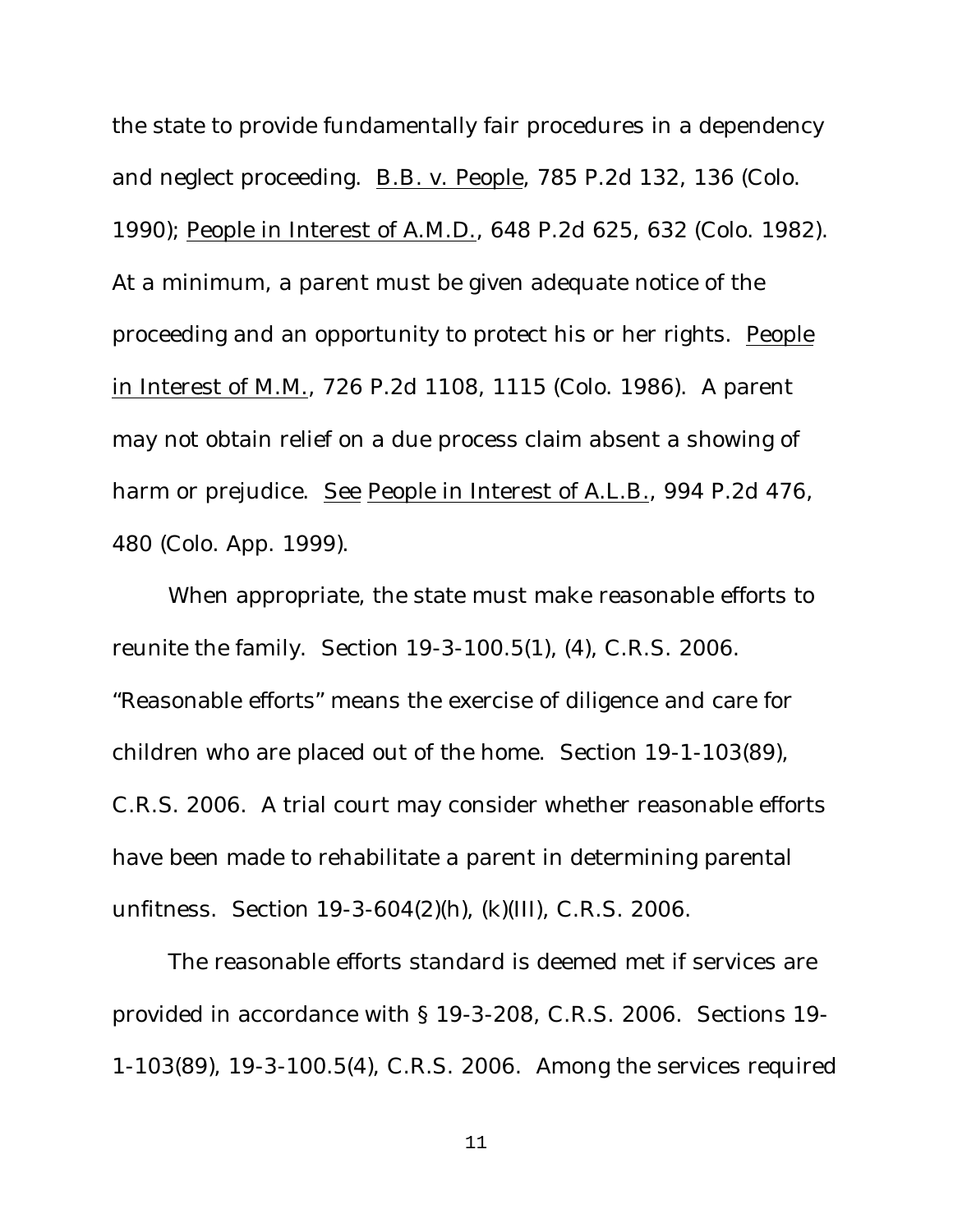the state to provide fundamentally fair procedures in a dependency and neglect proceeding. B.B. v. People, 785 P.2d 132, 136 (Colo. 1990); People in Interest of A.M.D., 648 P.2d 625, 632 (Colo. 1982). At a minimum, a parent must be given adequate notice of the proceeding and an opportunity to protect his or her rights. People in Interest of M.M., 726 P.2d 1108, 1115 (Colo. 1986). A parent may not obtain relief on a due process claim absent a showing of harm or prejudice. See People in Interest of A.L.B., 994 P.2d 476, 480 (Colo. App. 1999).

When appropriate, the state must make reasonable efforts to reunite the family. Section 19-3-100.5(1), (4), C.R.S. 2006. "Reasonable efforts" means the exercise of diligence and care for children who are placed out of the home. Section 19-1-103(89), C.R.S. 2006. A trial court may consider whether reasonable efforts have been made to rehabilitate a parent in determining parental unfitness. Section 19-3-604(2)(h), (k)(III), C.R.S. 2006.

The reasonable efforts standard is deemed met if services are provided in accordance with § 19-3-208, C.R.S. 2006. Sections 19-1-103(89), 19-3-100.5(4), C.R.S. 2006. Among the services required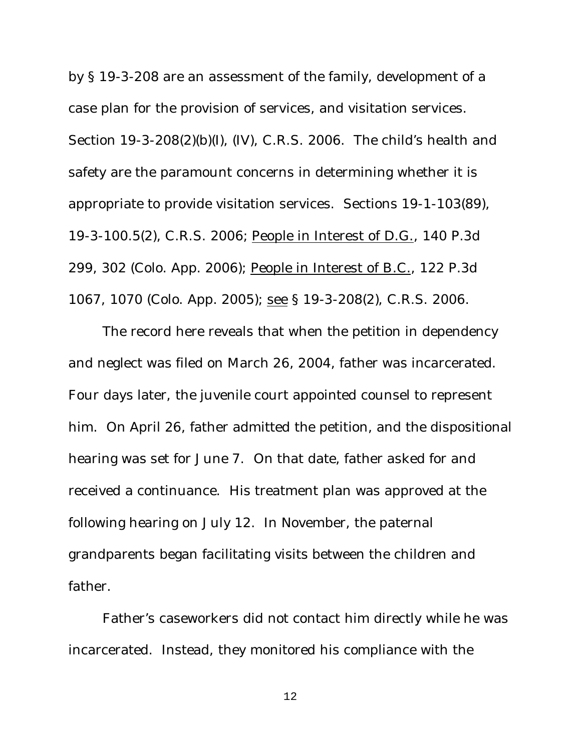by § 19-3-208 are an assessment of the family, development of a case plan for the provision of services, and visitation services. Section 19-3-208(2)(b)(I), (IV), C.R.S. 2006. The child's health and safety are the paramount concerns in determining whether it is appropriate to provide visitation services. Sections 19-1-103(89), 19-3-100.5(2), C.R.S. 2006; People in Interest of D.G., 140 P.3d 299, 302 (Colo. App. 2006); People in Interest of B.C., 122 P.3d 1067, 1070 (Colo. App. 2005); see § 19-3-208(2), C.R.S. 2006.

The record here reveals that when the petition in dependency and neglect was filed on March 26, 2004, father was incarcerated. Four days later, the juvenile court appointed counsel to represent him. On April 26, father admitted the petition, and the dispositional hearing was set for June 7. On that date, father asked for and received a continuance. His treatment plan was approved at the following hearing on July 12. In November, the paternal grandparents began facilitating visits between the children and father.

Father's caseworkers did not contact him directly while he was incarcerated. Instead, they monitored his compliance with the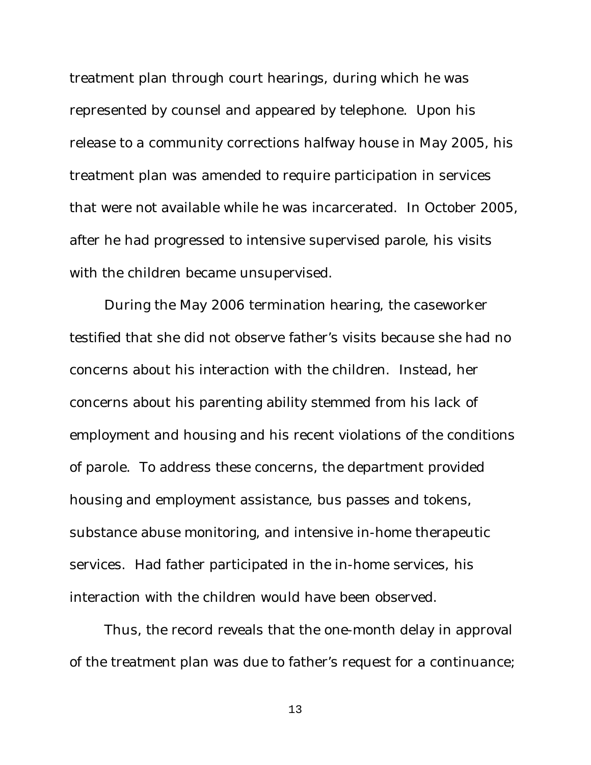treatment plan through court hearings, during which he was represented by counsel and appeared by telephone. Upon his release to a community corrections halfway house in May 2005, his treatment plan was amended to require participation in services that were not available while he was incarcerated. In October 2005, after he had progressed to intensive supervised parole, his visits with the children became unsupervised.

During the May 2006 termination hearing, the caseworker testified that she did not observe father's visits because she had no concerns about his interaction with the children. Instead, her concerns about his parenting ability stemmed from his lack of employment and housing and his recent violations of the conditions of parole. To address these concerns, the department provided housing and employment assistance, bus passes and tokens, substance abuse monitoring, and intensive in-home therapeutic services. Had father participated in the in-home services, his interaction with the children would have been observed.

Thus, the record reveals that the one-month delay in approval of the treatment plan was due to father's request for a continuance;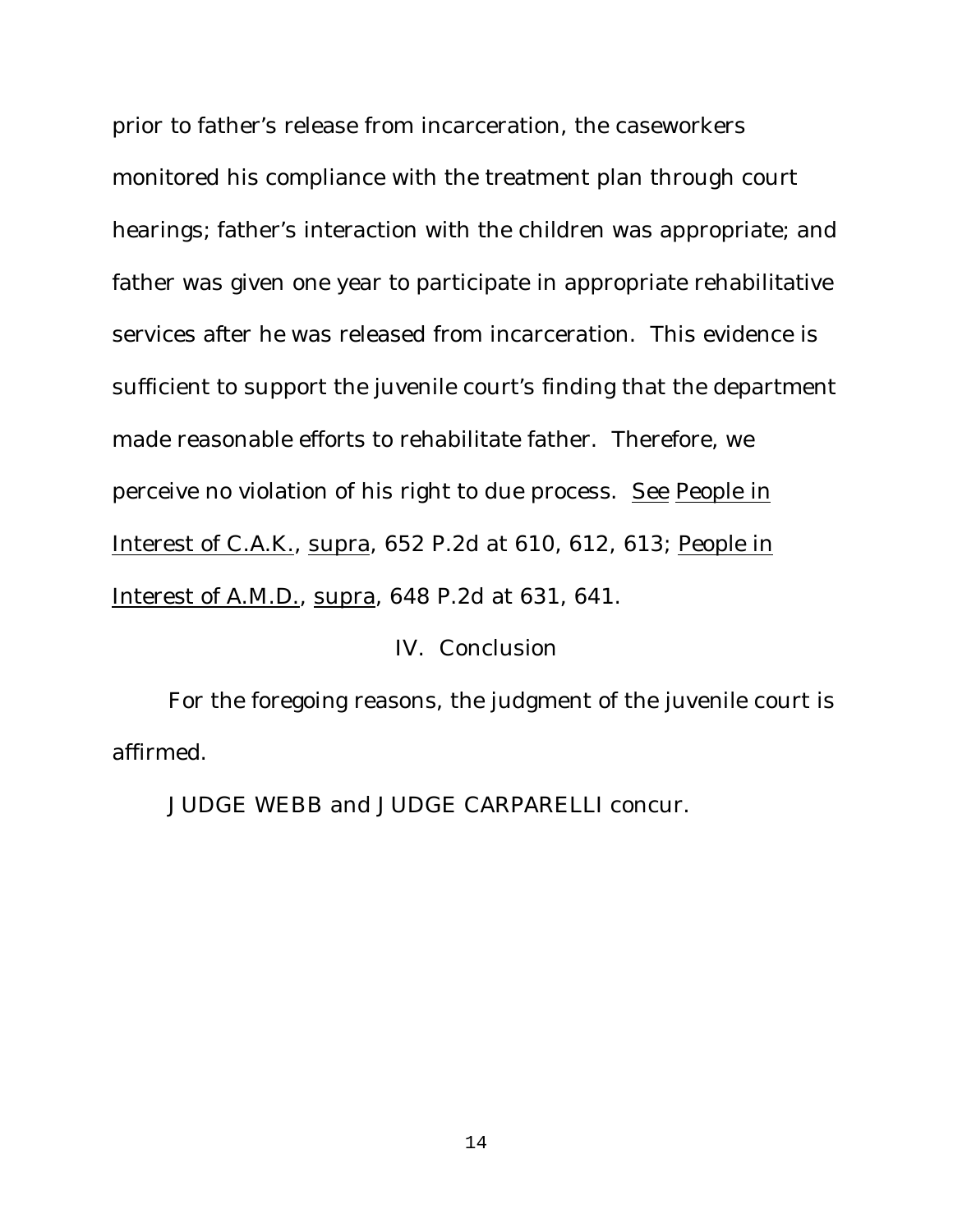prior to father's release from incarceration, the caseworkers monitored his compliance with the treatment plan through court hearings; father's interaction with the children was appropriate; and father was given one year to participate in appropriate rehabilitative services after he was released from incarceration. This evidence is sufficient to support the juvenile court's finding that the department made reasonable efforts to rehabilitate father. Therefore, we perceive no violation of his right to due process. See People in Interest of C.A.K., supra, 652 P.2d at 610, 612, 613; People in Interest of A.M.D., supra, 648 P.2d at 631, 641.

## IV. Conclusion

For the foregoing reasons, the judgment of the juvenile court is affirmed.

JUDGE WEBB and JUDGE CARPARELLI concur.